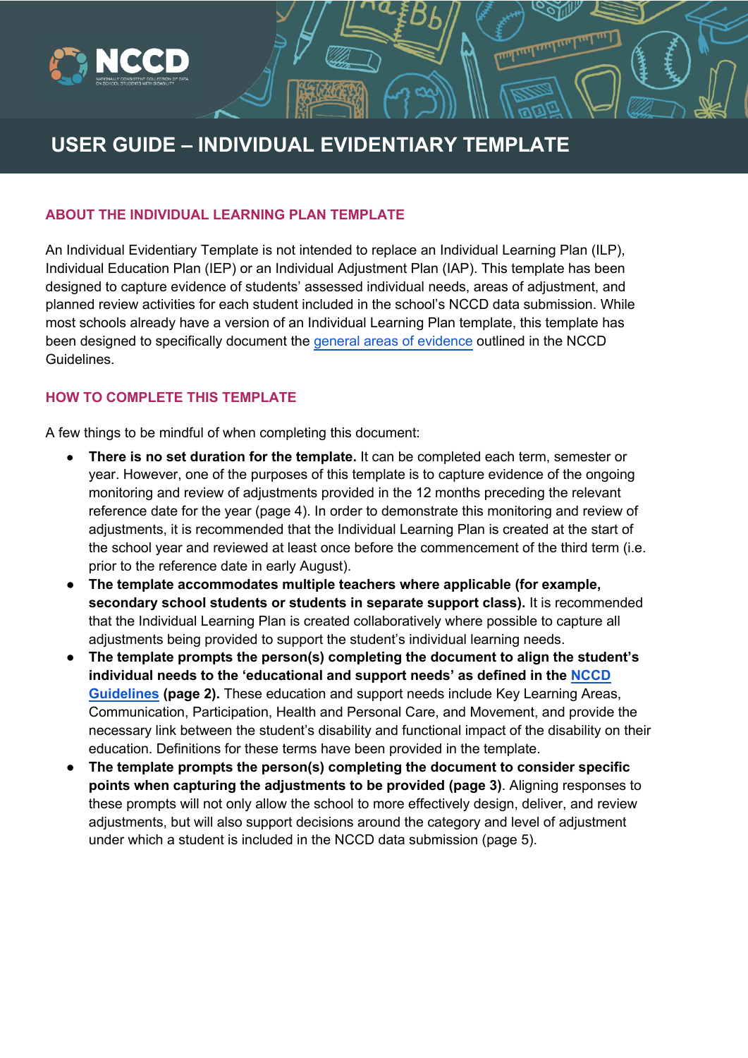# USER GUIDE – INDIVIDUAL EVIDENTIARY TEMPLATE

## ABOUT THE INDIVIDUAL LEARNING PLAN TEMPLATE

An Individual Evidentiary Template is not intended to replace an Individual Learning Plan (ILP), Individual Education Plan (IEP) or an Individual Adjustment Plan (IAP). This template has been designed to capture evidence of students' assessed individual needs, areas of adjustment, and planned review activities for each student included in the school's NCCD data submission. While most schools already have a version of an Individual Learning Plan template, this template has been designed to specifically document the general areas of evidence outlined in the NCCD Guidelines.

## HOW TO COMPLETE THIS TEMPLATE

A few things to be mindful of when completing this document:

- **There is no set duration for the template.** It can be completed each term, semester or year. However, one of the purposes of this template is to capture evidence of the ongoing monitoring and review of adjustments provided in the 12 months preceding the relevant reference date for the year (page 4). In order to demonstrate this monitoring and review of adjustments, it is recommended that the Individual Learning Plan is created at the start of the school year and reviewed at least once before the commencement of the third term (i.e. prior to the reference date in early August).
- **The template accommodates multiple teachers where applicable (for example, secondary school students or students in separate support class).** It is recommended that the Individual Learning Plan is created collaboratively where possible to capture all adjustments being provided to support the student's individual learning needs.
- **The template prompts the person(s) completing the document to align the student's individual needs to the 'educational and support needs' as defined in the NCCD Guidelines (page 2).** These education and support needs include Key Learning Areas, Communication, Participation, Health and Personal Care, and Movement, and provide the necessary link between the student's disability and functional impact of the disability on their education. Definitions for these terms have been provided in the template.
- **The template prompts the person(s) completing the document to consider specific points when capturing the adjustments to be provided (page 3)**. Aligning responses to these prompts will not only allow the school to more effectively design, deliver, and review adjustments, but will also support decisions around the category and level of adjustment under which a student is included in the NCCD data submission (page 5).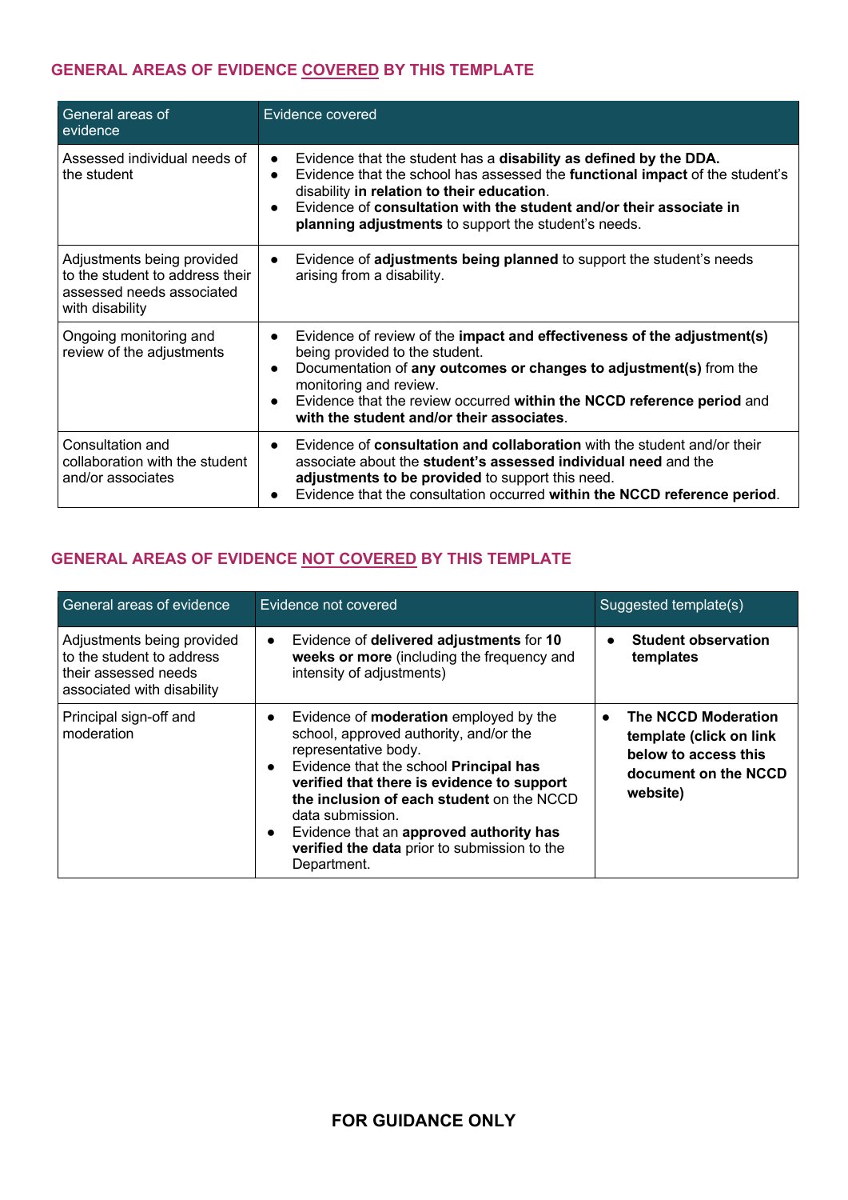## GENERAL AREAS OF EVIDENCE COVERED BY THIS TEMPLATE

| General areas of evidence | Evidence covered |
|---|---|
| Assessed individual needs of the student | • Evidence that the student has a **disability as defined by the DDA.**<br>• Evidence that the school has assessed the **functional impact** of the student's disability **in relation to their education**.<br>• Evidence of **consultation with the student and/or their associate in planning adjustments** to support the student's needs. |
| Adjustments being provided to the student to address their assessed needs associated with disability | • Evidence of **adjustments being planned** to support the student's needs arising from a disability. |
| Ongoing monitoring and review of the adjustments | • Evidence of review of the **impact and effectiveness of the adjustment(s)** being provided to the student.<br>• Documentation of **any outcomes or changes to adjustment(s)** from the monitoring and review.<br>• Evidence that the review occurred **within the NCCD reference period** and **with the student and/or their associates**. |
| Consultation and collaboration with the student and/or associates | • Evidence of **consultation and collaboration** with the student and/or their associate about the **student's assessed individual need** and the **adjustments to be provided** to support this need.<br>• Evidence that the consultation occurred **within the NCCD reference period**. |

## GENERAL AREAS OF EVIDENCE NOT COVERED BY THIS TEMPLATE

| General areas of evidence | Evidence not covered | Suggested template(s) |
|---|---|---|
| Adjustments being provided to the student to address their assessed needs associated with disability | • Evidence of **delivered adjustments** for **10 weeks or more** (including the frequency and intensity of adjustments) | • **Student observation templates** |
| Principal sign-off and moderation | • Evidence of **moderation** employed by the school, approved authority, and/or the representative body.<br>• Evidence that the school **Principal has verified that there is evidence to support the inclusion of each student** on the NCCD data submission.<br>• Evidence that an **approved authority has verified the data** prior to submission to the Department. | • **The NCCD Moderation template (click on link below to access this document on the NCCD website)** |

**FOR GUIDANCE ONLY**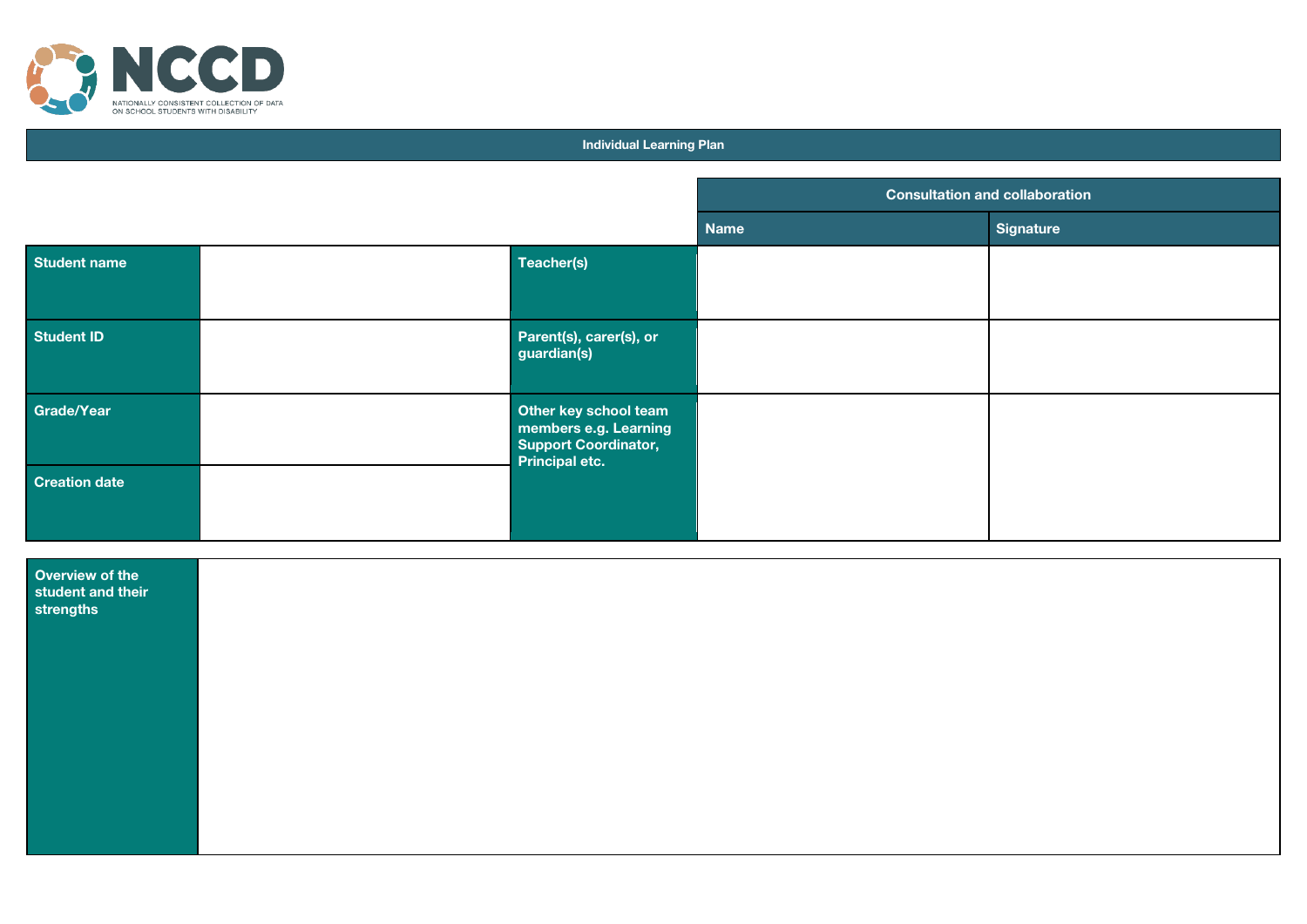NCCD

NATIONALLY CONSISTENT COLLECTION OF DATA ON SCHOOL STUDENTS WITH DISABILITY

## Individual Learning Plan

| | | | Consultation and collaboration | |
|---|---|---|---|---|
| | | | **Name** | **Signature** |
| **Student name** | | **Teacher(s)** | | |
| **Student ID** | | **Parent(s), carer(s), or guardian(s)** | | |
| **Grade/Year** | | **Other key school team members e.g. Learning Support Coordinator, Principal etc.** | | |
| **Creation date** | | | | |

| **Overview of the student and their strengths** | |
|---|---|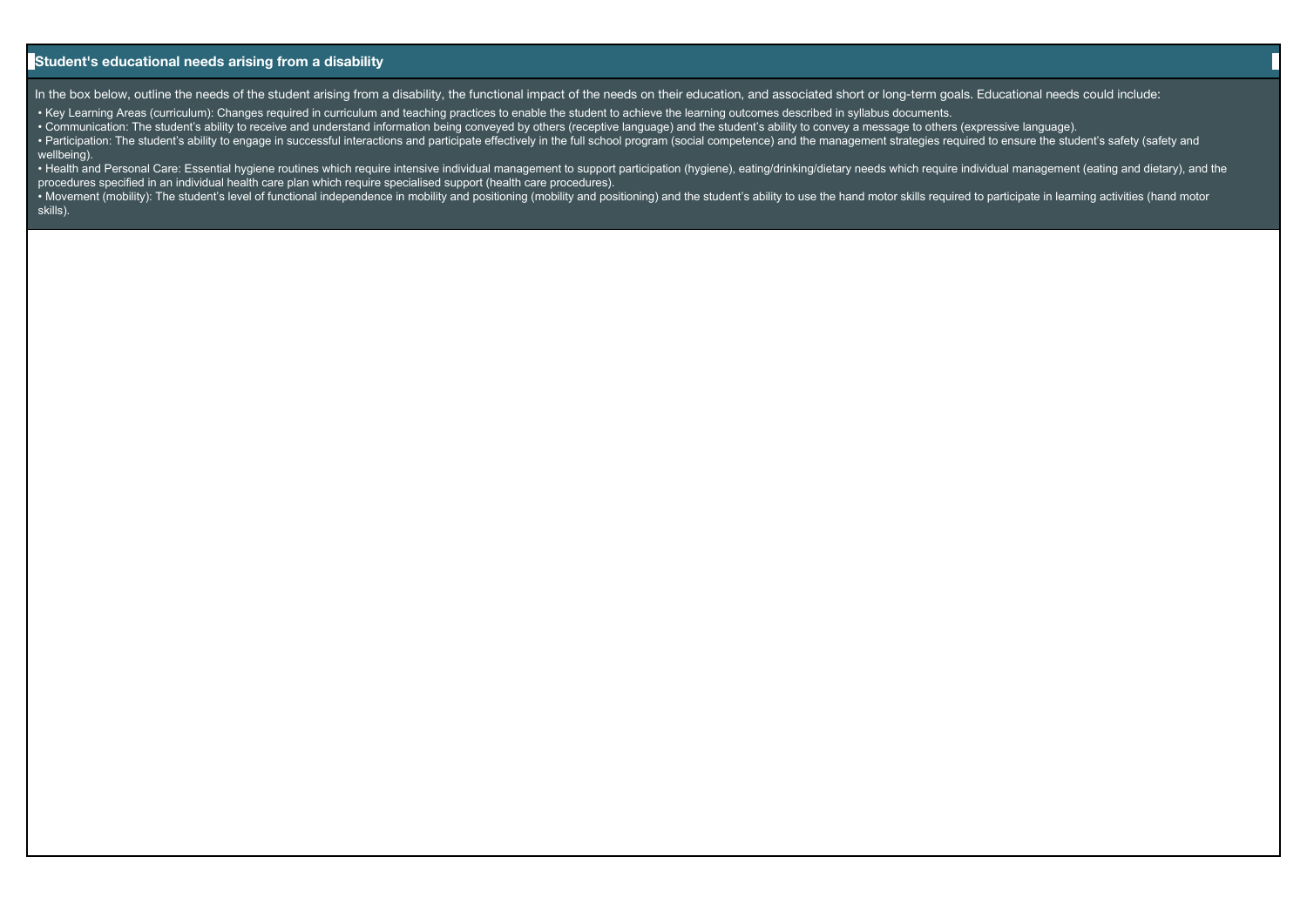## Student's educational needs arising from a disability

In the box below, outline the needs of the student arising from a disability, the functional impact of the needs on their education, and associated short or long-term goals. Educational needs could include:

- Key Learning Areas (curriculum): Changes required in curriculum and teaching practices to enable the student to achieve the learning outcomes described in syllabus documents.
- Communication: The student's ability to receive and understand information being conveyed by others (receptive language) and the student's ability to convey a message to others (expressive language).
- Participation: The student's ability to engage in successful interactions and participate effectively in the full school program (social competence) and the management strategies required to ensure the student's safety (safety and wellbeing).
- Health and Personal Care: Essential hygiene routines which require intensive individual management to support participation (hygiene), eating/drinking/dietary needs which require individual management (eating and dietary), and the procedures specified in an individual health care plan which require specialised support (health care procedures).
- Movement (mobility): The student's level of functional independence in mobility and positioning (mobility and positioning) and the student's ability to use the hand motor skills required to participate in learning activities (hand motor skills).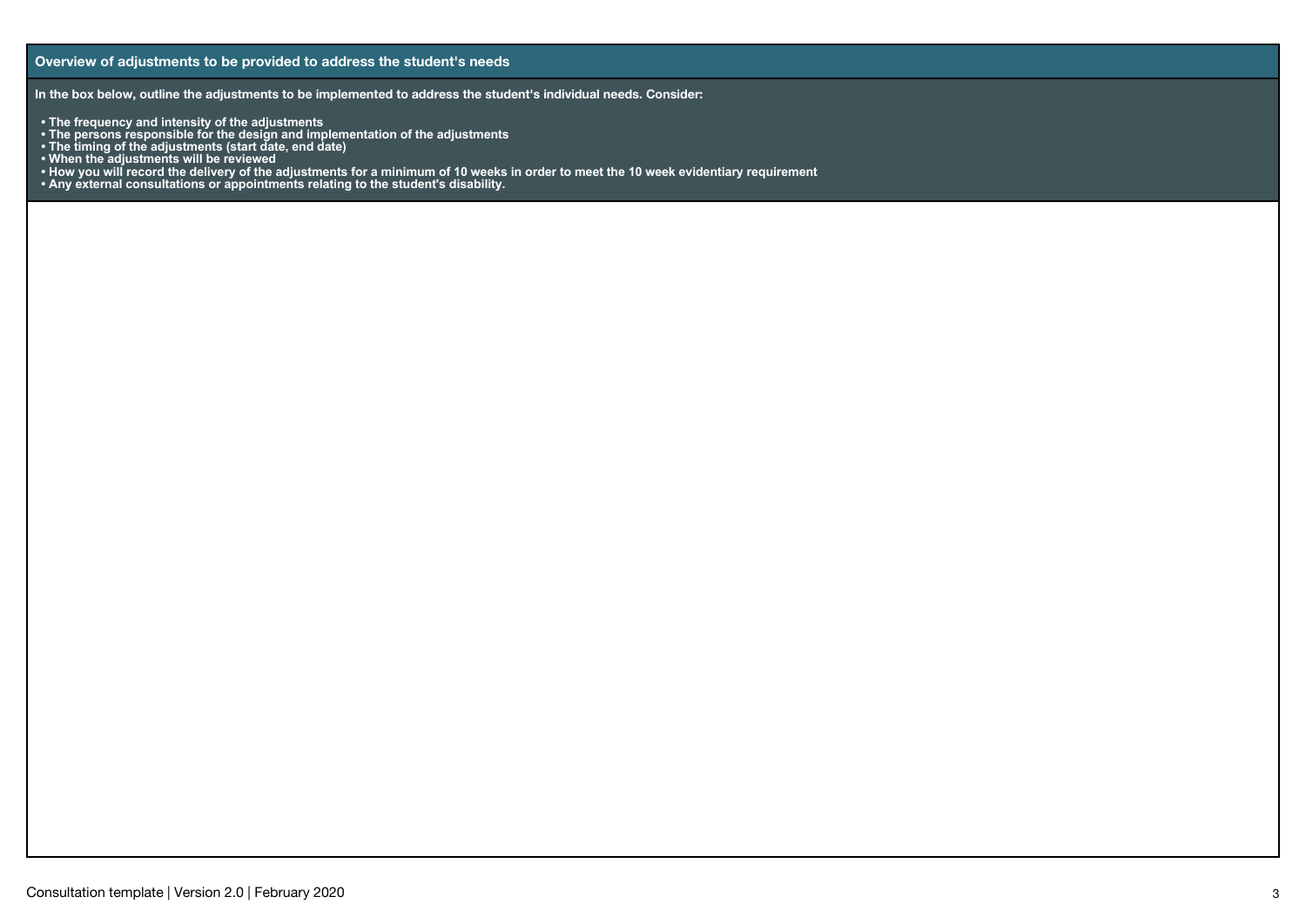## Overview of adjustments to be provided to address the student's needs

**In the box below, outline the adjustments to be implemented to address the student's individual needs. Consider:**

- **The frequency and intensity of the adjustments**
- **The persons responsible for the design and implementation of the adjustments**
- **The timing of the adjustments (start date, end date)**
- **When the adjustments will be reviewed**
- **How you will record the delivery of the adjustments for a minimum of 10 weeks in order to meet the 10 week evidentiary requirement**
- **Any external consultations or appointments relating to the student's disability.**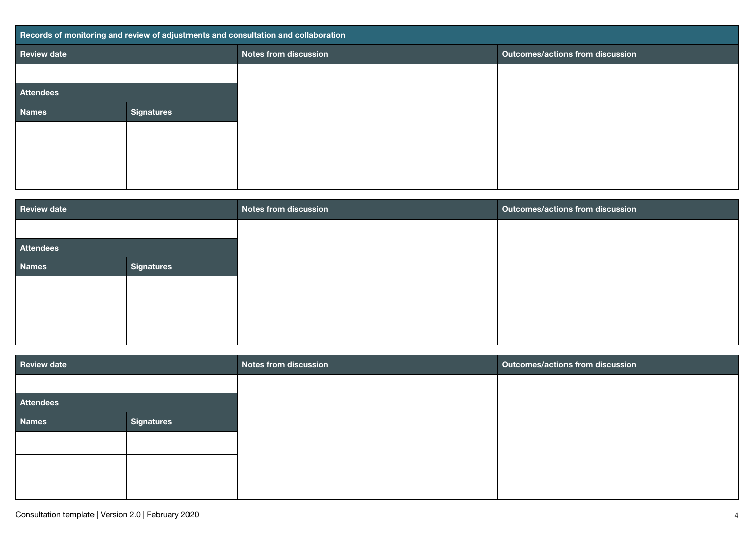**Records of monitoring and review of adjustments and consultation and collaboration**

| Review date | | Notes from discussion | Outcomes/actions from discussion |
|---|---|---|---|
| | | | |
| **Attendees** | | | |
| **Names** | **Signatures** | | |
| | | | |
| | | | |
| | | | |

| Review date | | Notes from discussion | Outcomes/actions from discussion |
|---|---|---|---|
| | | | |
| **Attendees** | | | |
| **Names** | **Signatures** | | |
| | | | |
| | | | |
| | | | |

| Review date | | Notes from discussion | Outcomes/actions from discussion |
|---|---|---|---|
| | | | |
| **Attendees** | | | |
| **Names** | **Signatures** | | |
| | | | |
| | | | |
| | | | |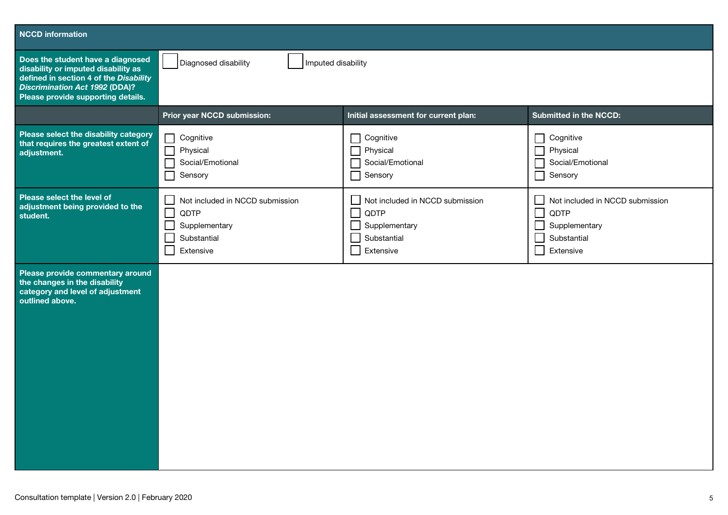| NCCD information | | | |
|---|---|---|---|
| **Does the student have a diagnosed disability or imputed disability as defined in section 4 of the *Disability Discrimination Act 1992* (DDA)? Please provide supporting details.** | ☐ Diagnosed disability ☐ Imputed disability | | |
| | **Prior year NCCD submission:** | **Initial assessment for current plan:** | **Submitted in the NCCD:** |
| **Please select the disability category that requires the greatest extent of adjustment.** | ☐ Cognitive<br>☐ Physical<br>☐ Social/Emotional<br>☐ Sensory | ☐ Cognitive<br>☐ Physical<br>☐ Social/Emotional<br>☐ Sensory | ☐ Cognitive<br>☐ Physical<br>☐ Social/Emotional<br>☐ Sensory |
| **Please select the level of adjustment being provided to the student.** | ☐ Not included in NCCD submission<br>☐ QDTP<br>☐ Supplementary<br>☐ Substantial<br>☐ Extensive | ☐ Not included in NCCD submission<br>☐ QDTP<br>☐ Supplementary<br>☐ Substantial<br>☐ Extensive | ☐ Not included in NCCD submission<br>☐ QDTP<br>☐ Supplementary<br>☐ Substantial<br>☐ Extensive |
| **Please provide commentary around the changes in the disability category and level of adjustment outlined above.** | | | |

Consultation template | Version 2.0 | February 2020